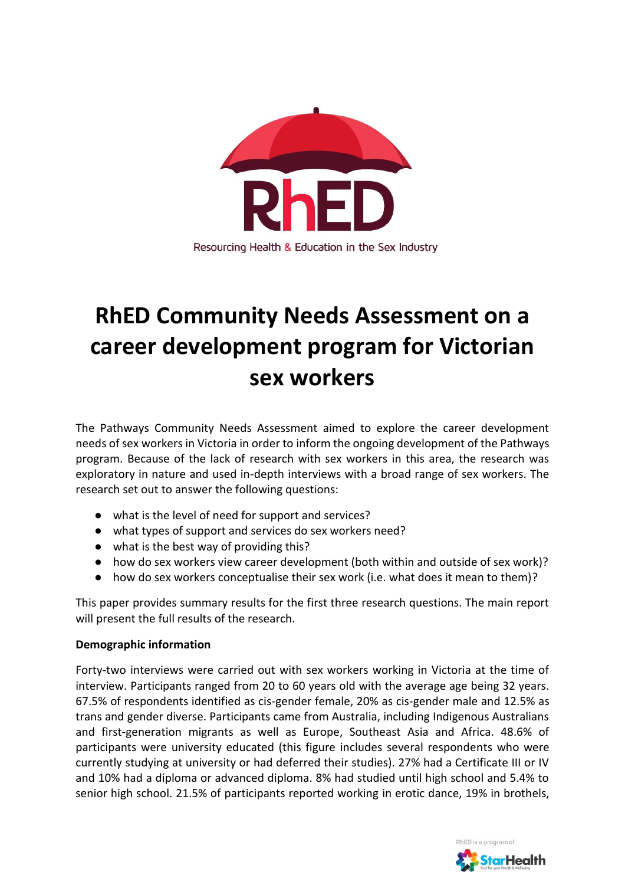RhED

Resourcing Health & Education in the Sex Industry

# RhED Community Needs Assessment on a career development program for Victorian sex workers

The Pathways Community Needs Assessment aimed to explore the career development needs of sex workers in Victoria in order to inform the ongoing development of the Pathways program. Because of the lack of research with sex workers in this area, the research was exploratory in nature and used in-depth interviews with a broad range of sex workers. The research set out to answer the following questions:

- what is the level of need for support and services?
- what types of support and services do sex workers need?
- what is the best way of providing this?
- how do sex workers view career development (both within and outside of sex work)?
- how do sex workers conceptualise their sex work (i.e. what does it mean to them)?

This paper provides summary results for the first three research questions. The main report will present the full results of the research.

**Demographic information**

Forty-two interviews were carried out with sex workers working in Victoria at the time of interview. Participants ranged from 20 to 60 years old with the average age being 32 years. 67.5% of respondents identified as cis-gender female, 20% as cis-gender male and 12.5% as trans and gender diverse. Participants came from Australia, including Indigenous Australians and first-generation migrants as well as Europe, Southeast Asia and Africa. 48.6% of participants were university educated (this figure includes several respondents who were currently studying at university or had deferred their studies). 27% had a Certificate III or IV and 10% had a diploma or advanced diploma. 8% had studied until high school and 5.4% to senior high school. 21.5% of participants reported working in erotic dance, 19% in brothels,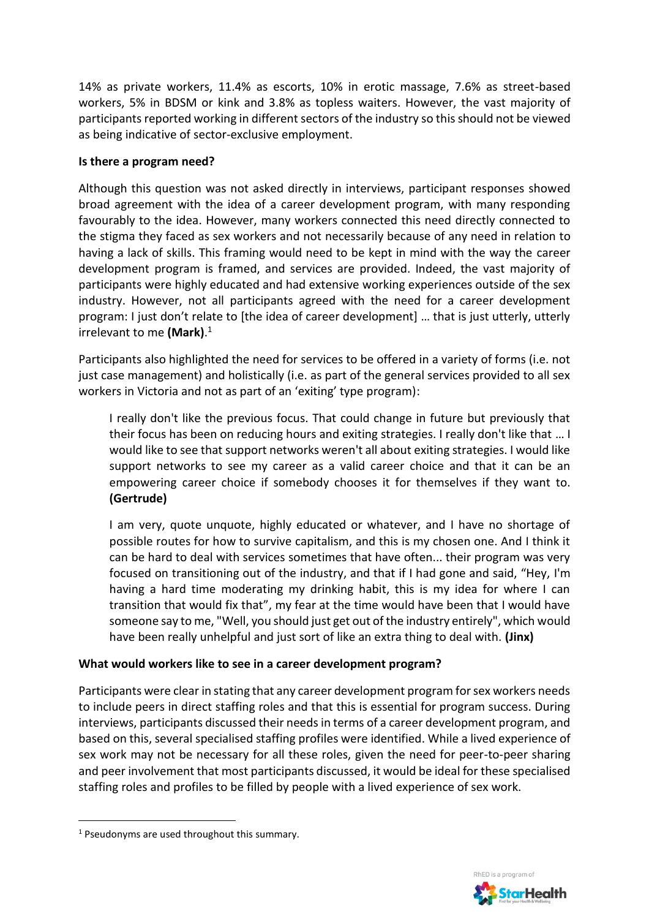14% as private workers, 11.4% as escorts, 10% in erotic massage, 7.6% as street-based workers, 5% in BDSM or kink and 3.8% as topless waiters. However, the vast majority of participants reported working in different sectors of the industry so this should not be viewed as being indicative of sector-exclusive employment.

**Is there a program need?**

Although this question was not asked directly in interviews, participant responses showed broad agreement with the idea of a career development program, with many responding favourably to the idea. However, many workers connected this need directly connected to the stigma they faced as sex workers and not necessarily because of any need in relation to having a lack of skills. This framing would need to be kept in mind with the way the career development program is framed, and services are provided. Indeed, the vast majority of participants were highly educated and had extensive working experiences outside of the sex industry. However, not all participants agreed with the need for a career development program: I just don't relate to [the idea of career development] … that is just utterly, utterly irrelevant to me **(Mark)**.[1]

Participants also highlighted the need for services to be offered in a variety of forms (i.e. not just case management) and holistically (i.e. as part of the general services provided to all sex workers in Victoria and not as part of an 'exiting' type program):

> I really don't like the previous focus. That could change in future but previously that their focus has been on reducing hours and exiting strategies. I really don't like that … I would like to see that support networks weren't all about exiting strategies. I would like support networks to see my career as a valid career choice and that it can be an empowering career choice if somebody chooses it for themselves if they want to. **(Gertrude)**

> I am very, quote unquote, highly educated or whatever, and I have no shortage of possible routes for how to survive capitalism, and this is my chosen one. And I think it can be hard to deal with services sometimes that have often... their program was very focused on transitioning out of the industry, and that if I had gone and said, "Hey, I'm having a hard time moderating my drinking habit, this is my idea for where I can transition that would fix that", my fear at the time would have been that I would have someone say to me, "Well, you should just get out of the industry entirely", which would have been really unhelpful and just sort of like an extra thing to deal with. **(Jinx)**

**What would workers like to see in a career development program?**

Participants were clear in stating that any career development program for sex workers needs to include peers in direct staffing roles and that this is essential for program success. During interviews, participants discussed their needs in terms of a career development program, and based on this, several specialised staffing profiles were identified. While a lived experience of sex work may not be necessary for all these roles, given the need for peer-to-peer sharing and peer involvement that most participants discussed, it would be ideal for these specialised staffing roles and profiles to be filled by people with a lived experience of sex work.

---

[1] Pseudonyms are used throughout this summary.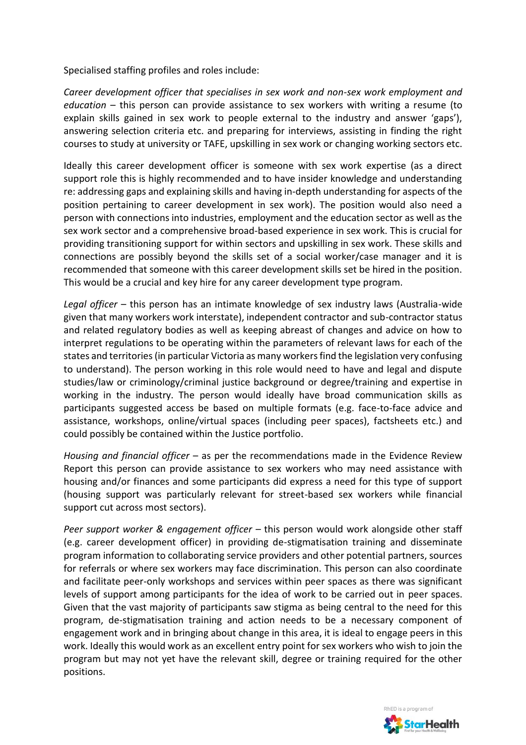Specialised staffing profiles and roles include:

*Career development officer that specialises in sex work and non-sex work employment and education* – this person can provide assistance to sex workers with writing a resume (to explain skills gained in sex work to people external to the industry and answer 'gaps'), answering selection criteria etc. and preparing for interviews, assisting in finding the right courses to study at university or TAFE, upskilling in sex work or changing working sectors etc.

Ideally this career development officer is someone with sex work expertise (as a direct support role this is highly recommended and to have insider knowledge and understanding re: addressing gaps and explaining skills and having in-depth understanding for aspects of the position pertaining to career development in sex work). The position would also need a person with connections into industries, employment and the education sector as well as the sex work sector and a comprehensive broad-based experience in sex work. This is crucial for providing transitioning support for within sectors and upskilling in sex work. These skills and connections are possibly beyond the skills set of a social worker/case manager and it is recommended that someone with this career development skills set be hired in the position. This would be a crucial and key hire for any career development type program.

*Legal officer* – this person has an intimate knowledge of sex industry laws (Australia-wide given that many workers work interstate), independent contractor and sub-contractor status and related regulatory bodies as well as keeping abreast of changes and advice on how to interpret regulations to be operating within the parameters of relevant laws for each of the states and territories (in particular Victoria as many workers find the legislation very confusing to understand). The person working in this role would need to have and legal and dispute studies/law or criminology/criminal justice background or degree/training and expertise in working in the industry. The person would ideally have broad communication skills as participants suggested access be based on multiple formats (e.g. face-to-face advice and assistance, workshops, online/virtual spaces (including peer spaces), factsheets etc.) and could possibly be contained within the Justice portfolio.

*Housing and financial officer* – as per the recommendations made in the Evidence Review Report this person can provide assistance to sex workers who may need assistance with housing and/or finances and some participants did express a need for this type of support (housing support was particularly relevant for street-based sex workers while financial support cut across most sectors).

*Peer support worker & engagement officer* – this person would work alongside other staff (e.g. career development officer) in providing de-stigmatisation training and disseminate program information to collaborating service providers and other potential partners, sources for referrals or where sex workers may face discrimination. This person can also coordinate and facilitate peer-only workshops and services within peer spaces as there was significant levels of support among participants for the idea of work to be carried out in peer spaces. Given that the vast majority of participants saw stigma as being central to the need for this program, de-stigmatisation training and action needs to be a necessary component of engagement work and in bringing about change in this area, it is ideal to engage peers in this work. Ideally this would work as an excellent entry point for sex workers who wish to join the program but may not yet have the relevant skill, degree or training required for the other positions.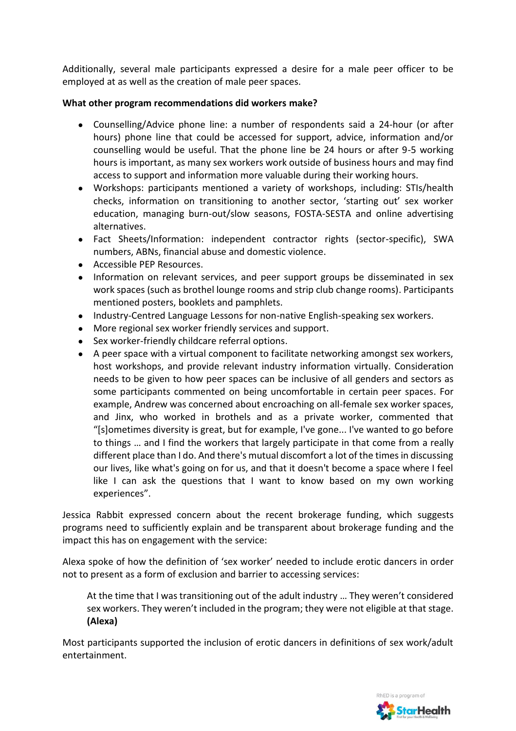Additionally, several male participants expressed a desire for a male peer officer to be employed at as well as the creation of male peer spaces.

**What other program recommendations did workers make?**

- Counselling/Advice phone line: a number of respondents said a 24-hour (or after hours) phone line that could be accessed for support, advice, information and/or counselling would be useful. That the phone line be 24 hours or after 9-5 working hours is important, as many sex workers work outside of business hours and may find access to support and information more valuable during their working hours.
- Workshops: participants mentioned a variety of workshops, including: STIs/health checks, information on transitioning to another sector, 'starting out' sex worker education, managing burn-out/slow seasons, FOSTA-SESTA and online advertising alternatives.
- Fact Sheets/Information: independent contractor rights (sector-specific), SWA numbers, ABNs, financial abuse and domestic violence.
- Accessible PEP Resources.
- Information on relevant services, and peer support groups be disseminated in sex work spaces (such as brothel lounge rooms and strip club change rooms). Participants mentioned posters, booklets and pamphlets.
- Industry-Centred Language Lessons for non-native English-speaking sex workers.
- More regional sex worker friendly services and support.
- Sex worker-friendly childcare referral options.
- A peer space with a virtual component to facilitate networking amongst sex workers, host workshops, and provide relevant industry information virtually. Consideration needs to be given to how peer spaces can be inclusive of all genders and sectors as some participants commented on being uncomfortable in certain peer spaces. For example, Andrew was concerned about encroaching on all-female sex worker spaces, and Jinx, who worked in brothels and as a private worker, commented that "[s]ometimes diversity is great, but for example, I've gone... I've wanted to go before to things … and I find the workers that largely participate in that come from a really different place than I do. And there's mutual discomfort a lot of the times in discussing our lives, like what's going on for us, and that it doesn't become a space where I feel like I can ask the questions that I want to know based on my own working experiences".

Jessica Rabbit expressed concern about the recent brokerage funding, which suggests programs need to sufficiently explain and be transparent about brokerage funding and the impact this has on engagement with the service:

Alexa spoke of how the definition of 'sex worker' needed to include erotic dancers in order not to present as a form of exclusion and barrier to accessing services:

> At the time that I was transitioning out of the adult industry … They weren't considered sex workers. They weren't included in the program; they were not eligible at that stage. **(Alexa)**

Most participants supported the inclusion of erotic dancers in definitions of sex work/adult entertainment.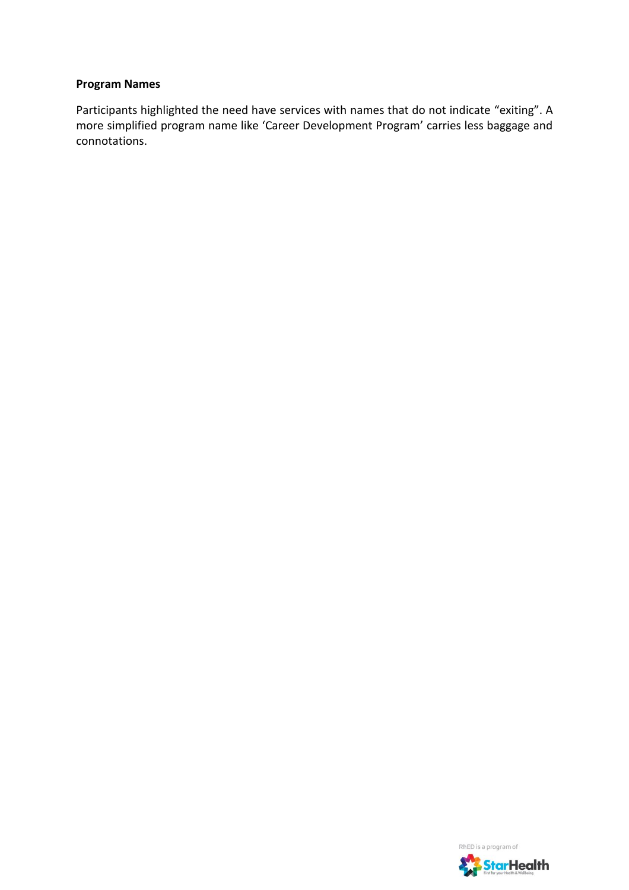**Program Names**

Participants highlighted the need have services with names that do not indicate “exiting”. A more simplified program name like ‘Career Development Program’ carries less baggage and connotations.